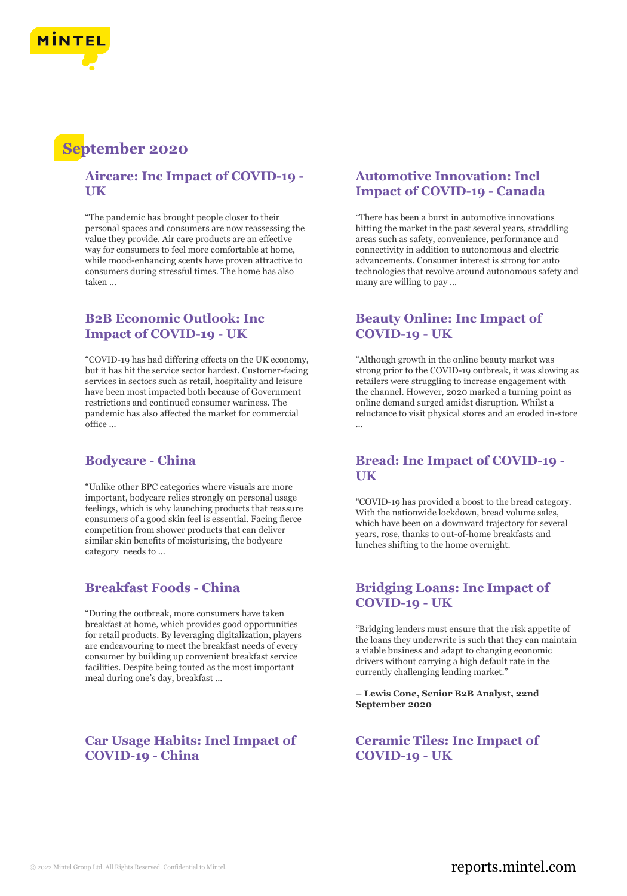# September 2020

## Aircare: Inc Impact of COVID-19 - UK

"The pandemic has brought people closer to their personal spaces and consumers are now reassessing the value they provide. Air care products are an effective way for consumers to feel more comfortable at home, while mood-enhancing scents have proven attractive to consumers during stressful times. The home has also taken ...

## B2B Economic Outlook: Inc Impact of COVID-19 - UK

"COVID-19 has had differing effects on the UK economy, but it has hit the service sector hardest. Customer-facing services in sectors such as retail, hospitality and leisure have been most impacted both because of Government restrictions and continued consumer wariness. The pandemic has also affected the market for commercial office ...

## Bodycare - China

"Unlike other BPC categories where visuals are more important, bodycare relies strongly on personal usage feelings, which is why launching products that reassure consumers of a good skin feel is essential. Facing fierce competition from shower products that can deliver similar skin benefits of moisturising, the bodycare category needs to ...

## Breakfast Foods - China

"During the outbreak, more consumers have taken breakfast at home, which provides good opportunities for retail products. By leveraging digitalization, players are endeavouring to meet the breakfast needs of every consumer by building up convenient breakfast service facilities. Despite being touted as the most important meal during one's day, breakfast ...

## Car Usage Habits: Incl Impact of COVID-19 - China

## Automotive Innovation: Incl Impact of COVID-19 - Canada

"There has been a burst in automotive innovations hitting the market in the past several years, straddling areas such as safety, convenience, performance and connectivity in addition to autonomous and electric advancements. Consumer interest is strong for auto technologies that revolve around autonomous safety and many are willing to pay ...

## Beauty Online: Inc Impact of COVID-19 - UK

"Although growth in the online beauty market was strong prior to the COVID-19 outbreak, it was slowing as retailers were struggling to increase engagement with the channel. However, 2020 marked a turning point as online demand surged amidst disruption. Whilst a reluctance to visit physical stores and an eroded in-store ...

## Bread: Inc Impact of COVID-19 - UK

"COVID-19 has provided a boost to the bread category. With the nationwide lockdown, bread volume sales, which have been on a downward trajectory for several years, rose, thanks to out-of-home breakfasts and lunches shifting to the home overnight.

## Bridging Loans: Inc Impact of COVID-19 - UK

"Bridging lenders must ensure that the risk appetite of the loans they underwrite is such that they can maintain a viable business and adapt to changing economic drivers without carrying a high default rate in the currently challenging lending market."

**– Lewis Cone, Senior B2B Analyst, 22nd September 2020**

## Ceramic Tiles: Inc Impact of COVID-19 - UK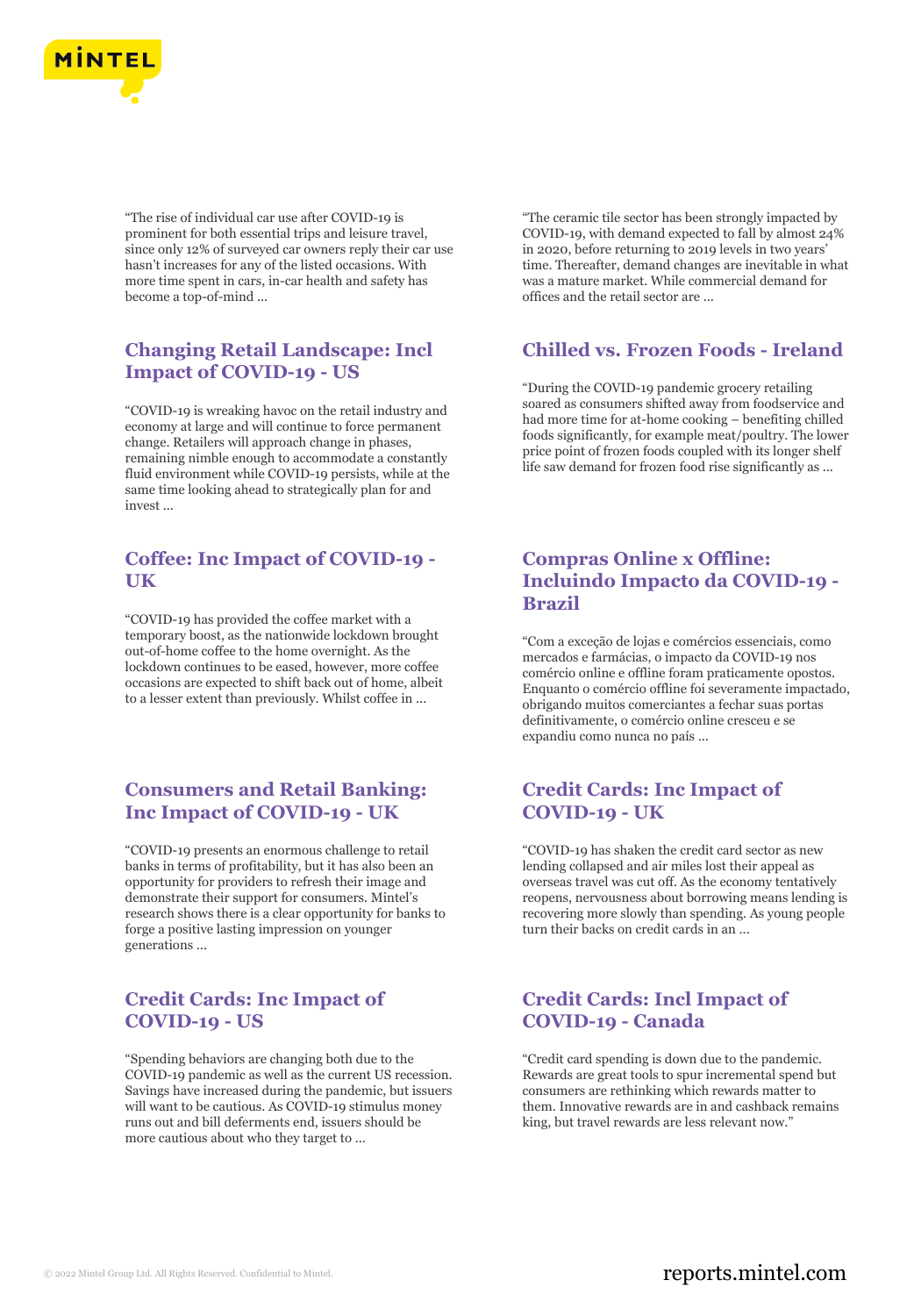"The rise of individual car use after COVID-19 is prominent for both essential trips and leisure travel, since only 12% of surveyed car owners reply their car use hasn't increases for any of the listed occasions. With more time spent in cars, in-car health and safety has become a top-of-mind ...

"The ceramic tile sector has been strongly impacted by COVID-19, with demand expected to fall by almost 24% in 2020, before returning to 2019 levels in two years' time. Thereafter, demand changes are inevitable in what was a mature market. While commercial demand for offices and the retail sector are ...

## Changing Retail Landscape: Incl Impact of COVID-19 - US

"COVID-19 is wreaking havoc on the retail industry and economy at large and will continue to force permanent change. Retailers will approach change in phases, remaining nimble enough to accommodate a constantly fluid environment while COVID-19 persists, while at the same time looking ahead to strategically plan for and invest ...

## Chilled vs. Frozen Foods - Ireland

"During the COVID-19 pandemic grocery retailing soared as consumers shifted away from foodservice and had more time for at-home cooking – benefiting chilled foods significantly, for example meat/poultry. The lower price point of frozen foods coupled with its longer shelf life saw demand for frozen food rise significantly as ...

## Coffee: Inc Impact of COVID-19 - UK

"COVID-19 has provided the coffee market with a temporary boost, as the nationwide lockdown brought out-of-home coffee to the home overnight. As the lockdown continues to be eased, however, more coffee occasions are expected to shift back out of home, albeit to a lesser extent than previously. Whilst coffee in ...

## Compras Online x Offline: Incluindo Impacto da COVID-19 - Brazil

"Com a exceção de lojas e comércios essenciais, como mercados e farmácias, o impacto da COVID-19 nos comércio online e offline foram praticamente opostos. Enquanto o comércio offline foi severamente impactado, obrigando muitos comerciantes a fechar suas portas definitivamente, o comércio online cresceu e se expandiu como nunca no país ...

## Consumers and Retail Banking: Inc Impact of COVID-19 - UK

"COVID-19 presents an enormous challenge to retail banks in terms of profitability, but it has also been an opportunity for providers to refresh their image and demonstrate their support for consumers. Mintel's research shows there is a clear opportunity for banks to forge a positive lasting impression on younger generations ...

## Credit Cards: Inc Impact of COVID-19 - UK

"COVID-19 has shaken the credit card sector as new lending collapsed and air miles lost their appeal as overseas travel was cut off. As the economy tentatively reopens, nervousness about borrowing means lending is recovering more slowly than spending. As young people turn their backs on credit cards in an ...

## Credit Cards: Inc Impact of COVID-19 - US

"Spending behaviors are changing both due to the COVID-19 pandemic as well as the current US recession. Savings have increased during the pandemic, but issuers will want to be cautious. As COVID-19 stimulus money runs out and bill deferments end, issuers should be more cautious about who they target to ...

## Credit Cards: Incl Impact of COVID-19 - Canada

"Credit card spending is down due to the pandemic. Rewards are great tools to spur incremental spend but consumers are rethinking which rewards matter to them. Innovative rewards are in and cashback remains king, but travel rewards are less relevant now."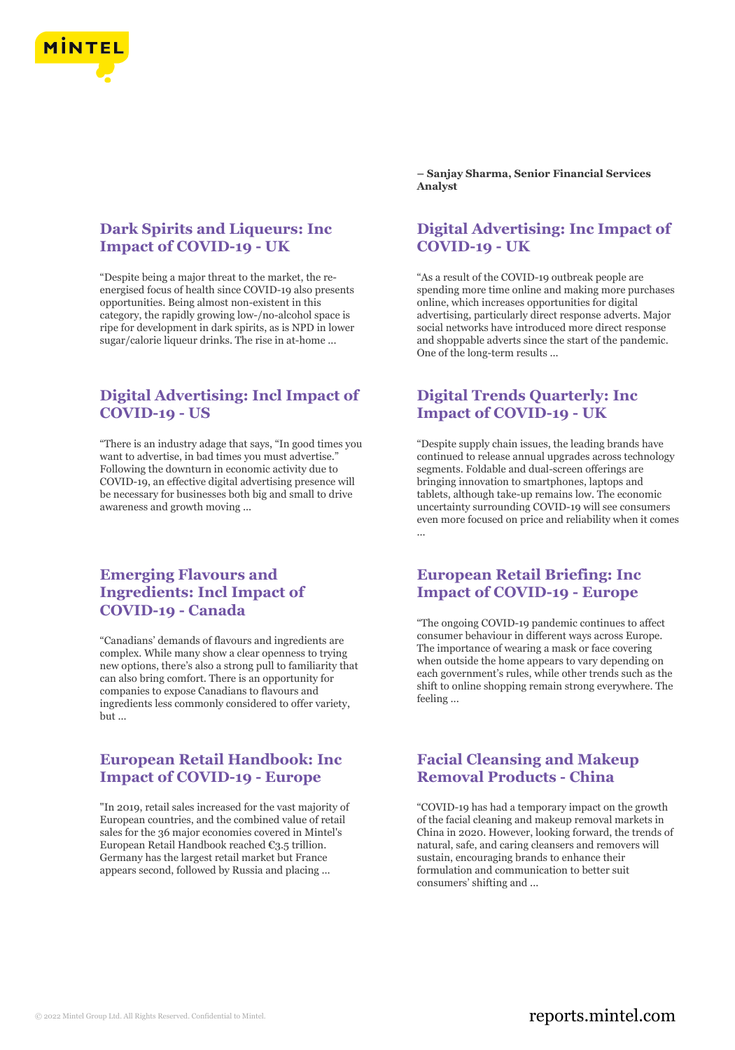**– Sanjay Sharma, Senior Financial Services Analyst**

## Dark Spirits and Liqueurs: Inc Impact of COVID-19 - UK

"Despite being a major threat to the market, the re-energised focus of health since COVID-19 also presents opportunities. Being almost non-existent in this category, the rapidly growing low-/no-alcohol space is ripe for development in dark spirits, as is NPD in lower sugar/calorie liqueur drinks. The rise in at-home ...

## Digital Advertising: Inc Impact of COVID-19 - UK

"As a result of the COVID-19 outbreak people are spending more time online and making more purchases online, which increases opportunities for digital advertising, particularly direct response adverts. Major social networks have introduced more direct response and shoppable adverts since the start of the pandemic. One of the long-term results ...

## Digital Advertising: Incl Impact of COVID-19 - US

"There is an industry adage that says, "In good times you want to advertise, in bad times you must advertise." Following the downturn in economic activity due to COVID-19, an effective digital advertising presence will be necessary for businesses both big and small to drive awareness and growth moving ...

## Digital Trends Quarterly: Inc Impact of COVID-19 - UK

"Despite supply chain issues, the leading brands have continued to release annual upgrades across technology segments. Foldable and dual-screen offerings are bringing innovation to smartphones, laptops and tablets, although take-up remains low. The economic uncertainty surrounding COVID-19 will see consumers even more focused on price and reliability when it comes ...

## Emerging Flavours and Ingredients: Incl Impact of COVID-19 - Canada

"Canadians' demands of flavours and ingredients are complex. While many show a clear openness to trying new options, there's also a strong pull to familiarity that can also bring comfort. There is an opportunity for companies to expose Canadians to flavours and ingredients less commonly considered to offer variety, but ...

## European Retail Briefing: Inc Impact of COVID-19 - Europe

"The ongoing COVID-19 pandemic continues to affect consumer behaviour in different ways across Europe. The importance of wearing a mask or face covering when outside the home appears to vary depending on each government's rules, while other trends such as the shift to online shopping remain strong everywhere. The feeling ...

## European Retail Handbook: Inc Impact of COVID-19 - Europe

"In 2019, retail sales increased for the vast majority of European countries, and the combined value of retail sales for the 36 major economies covered in Mintel's European Retail Handbook reached €3.5 trillion. Germany has the largest retail market but France appears second, followed by Russia and placing ...

## Facial Cleansing and Makeup Removal Products - China

"COVID-19 has had a temporary impact on the growth of the facial cleaning and makeup removal markets in China in 2020. However, looking forward, the trends of natural, safe, and caring cleansers and removers will sustain, encouraging brands to enhance their formulation and communication to better suit consumers' shifting and ...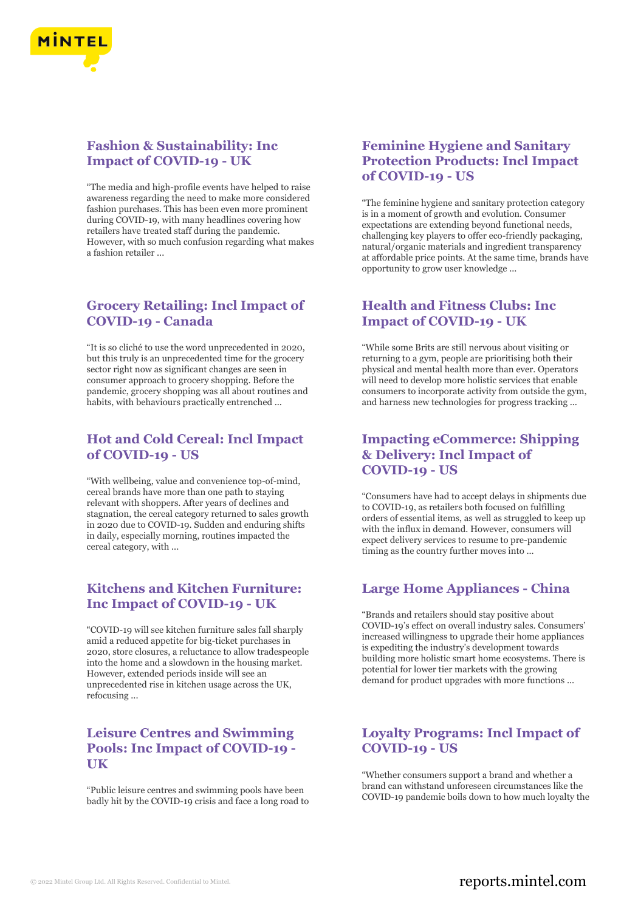## Fashion & Sustainability: Inc Impact of COVID-19 - UK

"The media and high-profile events have helped to raise awareness regarding the need to make more considered fashion purchases. This has been even more prominent during COVID-19, with many headlines covering how retailers have treated staff during the pandemic. However, with so much confusion regarding what makes a fashion retailer ...

## Grocery Retailing: Incl Impact of COVID-19 - Canada

"It is so cliché to use the word unprecedented in 2020, but this truly is an unprecedented time for the grocery sector right now as significant changes are seen in consumer approach to grocery shopping. Before the pandemic, grocery shopping was all about routines and habits, with behaviours practically entrenched ...

## Hot and Cold Cereal: Incl Impact of COVID-19 - US

"With wellbeing, value and convenience top-of-mind, cereal brands have more than one path to staying relevant with shoppers. After years of declines and stagnation, the cereal category returned to sales growth in 2020 due to COVID-19. Sudden and enduring shifts in daily, especially morning, routines impacted the cereal category, with ...

## Kitchens and Kitchen Furniture: Inc Impact of COVID-19 - UK

"COVID-19 will see kitchen furniture sales fall sharply amid a reduced appetite for big-ticket purchases in 2020, store closures, a reluctance to allow tradespeople into the home and a slowdown in the housing market. However, extended periods inside will see an unprecedented rise in kitchen usage across the UK, refocusing ...

## Leisure Centres and Swimming Pools: Inc Impact of COVID-19 - UK

"Public leisure centres and swimming pools have been badly hit by the COVID-19 crisis and face a long road to

## Feminine Hygiene and Sanitary Protection Products: Incl Impact of COVID-19 - US

"The feminine hygiene and sanitary protection category is in a moment of growth and evolution. Consumer expectations are extending beyond functional needs, challenging key players to offer eco-friendly packaging, natural/organic materials and ingredient transparency at affordable price points. At the same time, brands have opportunity to grow user knowledge ...

## Health and Fitness Clubs: Inc Impact of COVID-19 - UK

"While some Brits are still nervous about visiting or returning to a gym, people are prioritising both their physical and mental health more than ever. Operators will need to develop more holistic services that enable consumers to incorporate activity from outside the gym, and harness new technologies for progress tracking ...

## Impacting eCommerce: Shipping & Delivery: Incl Impact of COVID-19 - US

"Consumers have had to accept delays in shipments due to COVID-19, as retailers both focused on fulfilling orders of essential items, as well as struggled to keep up with the influx in demand. However, consumers will expect delivery services to resume to pre-pandemic timing as the country further moves into ...

## Large Home Appliances - China

"Brands and retailers should stay positive about COVID-19's effect on overall industry sales. Consumers' increased willingness to upgrade their home appliances is expediting the industry's development towards building more holistic smart home ecosystems. There is potential for lower tier markets with the growing demand for product upgrades with more functions ...

## Loyalty Programs: Incl Impact of COVID-19 - US

"Whether consumers support a brand and whether a brand can withstand unforeseen circumstances like the COVID-19 pandemic boils down to how much loyalty the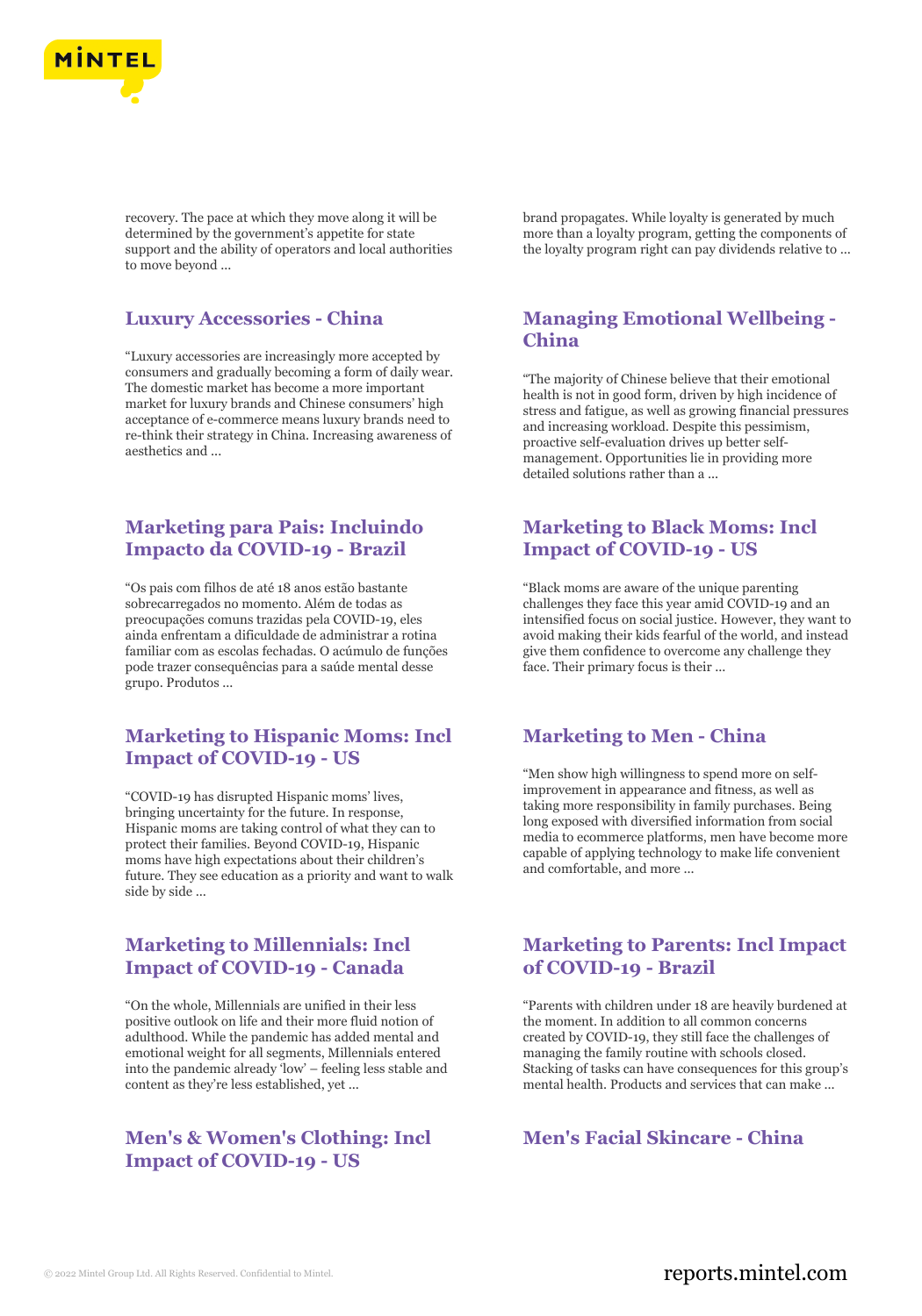recovery. The pace at which they move along it will be determined by the government's appetite for state support and the ability of operators and local authorities to move beyond ...

brand propagates. While loyalty is generated by much more than a loyalty program, getting the components of the loyalty program right can pay dividends relative to ...

### Luxury Accessories - China

"Luxury accessories are increasingly more accepted by consumers and gradually becoming a form of daily wear. The domestic market has become a more important market for luxury brands and Chinese consumers' high acceptance of e-commerce means luxury brands need to re-think their strategy in China. Increasing awareness of aesthetics and ...

### Managing Emotional Wellbeing - China

"The majority of Chinese believe that their emotional health is not in good form, driven by high incidence of stress and fatigue, as well as growing financial pressures and increasing workload. Despite this pessimism, proactive self-evaluation drives up better self-management. Opportunities lie in providing more detailed solutions rather than a ...

### Marketing para Pais: Incluindo Impacto da COVID-19 - Brazil

"Os pais com filhos de até 18 anos estão bastante sobrecarregados no momento. Além de todas as preocupações comuns trazidas pela COVID-19, eles ainda enfrentam a dificuldade de administrar a rotina familiar com as escolas fechadas. O acúmulo de funções pode trazer consequências para a saúde mental desse grupo. Produtos ...

### Marketing to Black Moms: Incl Impact of COVID-19 - US

"Black moms are aware of the unique parenting challenges they face this year amid COVID-19 and an intensified focus on social justice. However, they want to avoid making their kids fearful of the world, and instead give them confidence to overcome any challenge they face. Their primary focus is their ...

### Marketing to Hispanic Moms: Incl Impact of COVID-19 - US

"COVID-19 has disrupted Hispanic moms' lives, bringing uncertainty for the future. In response, Hispanic moms are taking control of what they can to protect their families. Beyond COVID-19, Hispanic moms have high expectations about their children's future. They see education as a priority and want to walk side by side ...

### Marketing to Men - China

"Men show high willingness to spend more on self-improvement in appearance and fitness, as well as taking more responsibility in family purchases. Being long exposed with diversified information from social media to ecommerce platforms, men have become more capable of applying technology to make life convenient and comfortable, and more ...

### Marketing to Millennials: Incl Impact of COVID-19 - Canada

"On the whole, Millennials are unified in their less positive outlook on life and their more fluid notion of adulthood. While the pandemic has added mental and emotional weight for all segments, Millennials entered into the pandemic already 'low' – feeling less stable and content as they're less established, yet ...

### Marketing to Parents: Incl Impact of COVID-19 - Brazil

"Parents with children under 18 are heavily burdened at the moment. In addition to all common concerns created by COVID-19, they still face the challenges of managing the family routine with schools closed. Stacking of tasks can have consequences for this group's mental health. Products and services that can make ...

### Men's & Women's Clothing: Incl Impact of COVID-19 - US

### Men's Facial Skincare - China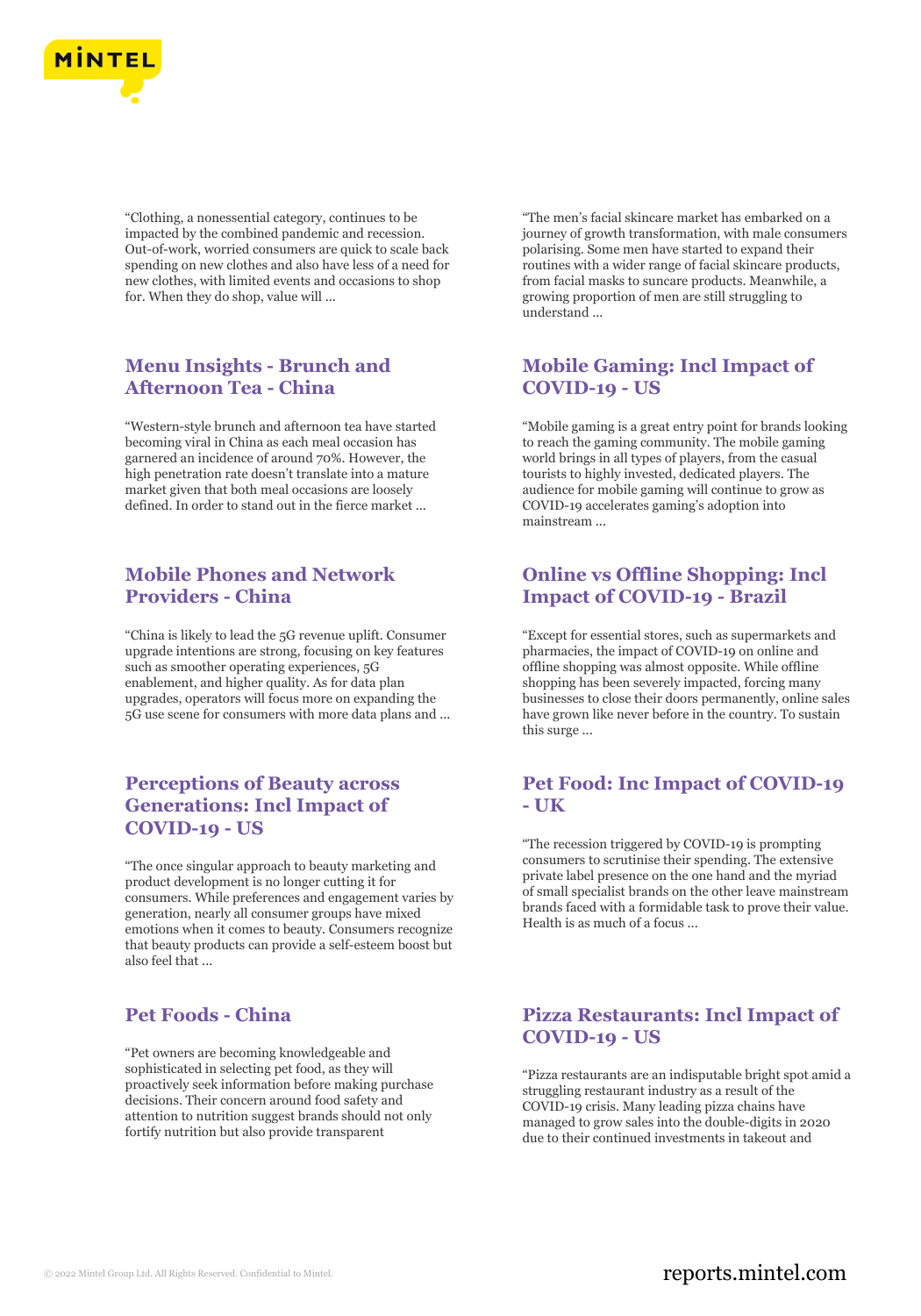"Clothing, a nonessential category, continues to be impacted by the combined pandemic and recession. Out-of-work, worried consumers are quick to scale back spending on new clothes and also have less of a need for new clothes, with limited events and occasions to shop for. When they do shop, value will ...

"The men's facial skincare market has embarked on a journey of growth transformation, with male consumers polarising. Some men have started to expand their routines with a wider range of facial skincare products, from facial masks to suncare products. Meanwhile, a growing proportion of men are still struggling to understand ...

## Menu Insights - Brunch and Afternoon Tea - China

"Western-style brunch and afternoon tea have started becoming viral in China as each meal occasion has garnered an incidence of around 70%. However, the high penetration rate doesn't translate into a mature market given that both meal occasions are loosely defined. In order to stand out in the fierce market ...

## Mobile Gaming: Incl Impact of COVID-19 - US

"Mobile gaming is a great entry point for brands looking to reach the gaming community. The mobile gaming world brings in all types of players, from the casual tourists to highly invested, dedicated players. The audience for mobile gaming will continue to grow as COVID-19 accelerates gaming's adoption into mainstream ...

## Mobile Phones and Network Providers - China

"China is likely to lead the 5G revenue uplift. Consumer upgrade intentions are strong, focusing on key features such as smoother operating experiences, 5G enablement, and higher quality. As for data plan upgrades, operators will focus more on expanding the 5G use scene for consumers with more data plans and ...

## Online vs Offline Shopping: Incl Impact of COVID-19 - Brazil

"Except for essential stores, such as supermarkets and pharmacies, the impact of COVID-19 on online and offline shopping was almost opposite. While offline shopping has been severely impacted, forcing many businesses to close their doors permanently, online sales have grown like never before in the country. To sustain this surge ...

## Perceptions of Beauty across Generations: Incl Impact of COVID-19 - US

"The once singular approach to beauty marketing and product development is no longer cutting it for consumers. While preferences and engagement varies by generation, nearly all consumer groups have mixed emotions when it comes to beauty. Consumers recognize that beauty products can provide a self-esteem boost but also feel that ...

## Pet Food: Inc Impact of COVID-19 - UK

"The recession triggered by COVID-19 is prompting consumers to scrutinise their spending. The extensive private label presence on the one hand and the myriad of small specialist brands on the other leave mainstream brands faced with a formidable task to prove their value. Health is as much of a focus ...

## Pet Foods - China

"Pet owners are becoming knowledgeable and sophisticated in selecting pet food, as they will proactively seek information before making purchase decisions. Their concern around food safety and attention to nutrition suggest brands should not only fortify nutrition but also provide transparent

## Pizza Restaurants: Incl Impact of COVID-19 - US

"Pizza restaurants are an indisputable bright spot amid a struggling restaurant industry as a result of the COVID-19 crisis. Many leading pizza chains have managed to grow sales into the double-digits in 2020 due to their continued investments in takeout and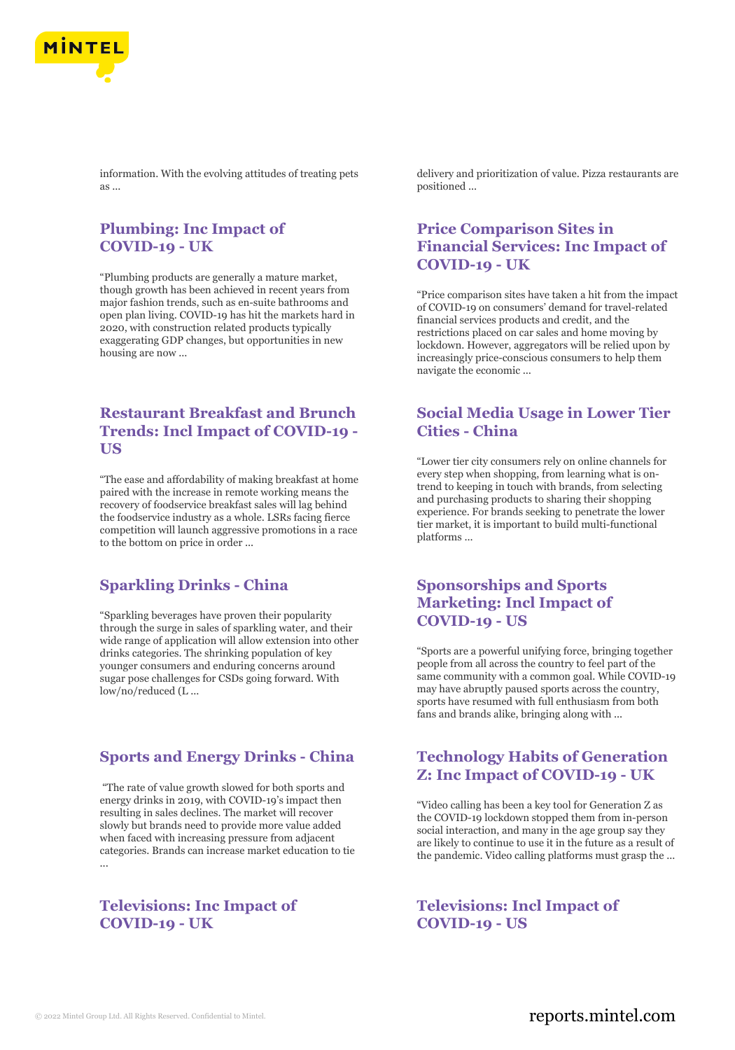information. With the evolving attitudes of treating pets as ...

delivery and prioritization of value. Pizza restaurants are positioned ...

## Plumbing: Inc Impact of COVID-19 - UK

"Plumbing products are generally a mature market, though growth has been achieved in recent years from major fashion trends, such as en-suite bathrooms and open plan living. COVID-19 has hit the markets hard in 2020, with construction related products typically exaggerating GDP changes, but opportunities in new housing are now ...

## Price Comparison Sites in Financial Services: Inc Impact of COVID-19 - UK

"Price comparison sites have taken a hit from the impact of COVID-19 on consumers' demand for travel-related financial services products and credit, and the restrictions placed on car sales and home moving by lockdown. However, aggregators will be relied upon by increasingly price-conscious consumers to help them navigate the economic ...

## Restaurant Breakfast and Brunch Trends: Incl Impact of COVID-19 - US

"The ease and affordability of making breakfast at home paired with the increase in remote working means the recovery of foodservice breakfast sales will lag behind the foodservice industry as a whole. LSRs facing fierce competition will launch aggressive promotions in a race to the bottom on price in order ...

## Social Media Usage in Lower Tier Cities - China

"Lower tier city consumers rely on online channels for every step when shopping, from learning what is on-trend to keeping in touch with brands, from selecting and purchasing products to sharing their shopping experience. For brands seeking to penetrate the lower tier market, it is important to build multi-functional platforms ...

## Sparkling Drinks - China

"Sparkling beverages have proven their popularity through the surge in sales of sparkling water, and their wide range of application will allow extension into other drinks categories. The shrinking population of key younger consumers and enduring concerns around sugar pose challenges for CSDs going forward. With low/no/reduced (L ...

## Sponsorships and Sports Marketing: Incl Impact of COVID-19 - US

"Sports are a powerful unifying force, bringing together people from all across the country to feel part of the same community with a common goal. While COVID-19 may have abruptly paused sports across the country, sports have resumed with full enthusiasm from both fans and brands alike, bringing along with ...

## Sports and Energy Drinks - China

"The rate of value growth slowed for both sports and energy drinks in 2019, with COVID-19's impact then resulting in sales declines. The market will recover slowly but brands need to provide more value added when faced with increasing pressure from adjacent categories. Brands can increase market education to tie ...

## Technology Habits of Generation Z: Inc Impact of COVID-19 - UK

"Video calling has been a key tool for Generation Z as the COVID-19 lockdown stopped them from in-person social interaction, and many in the age group say they are likely to continue to use it in the future as a result of the pandemic. Video calling platforms must grasp the ...

## Televisions: Inc Impact of COVID-19 - UK

## Televisions: Incl Impact of COVID-19 - US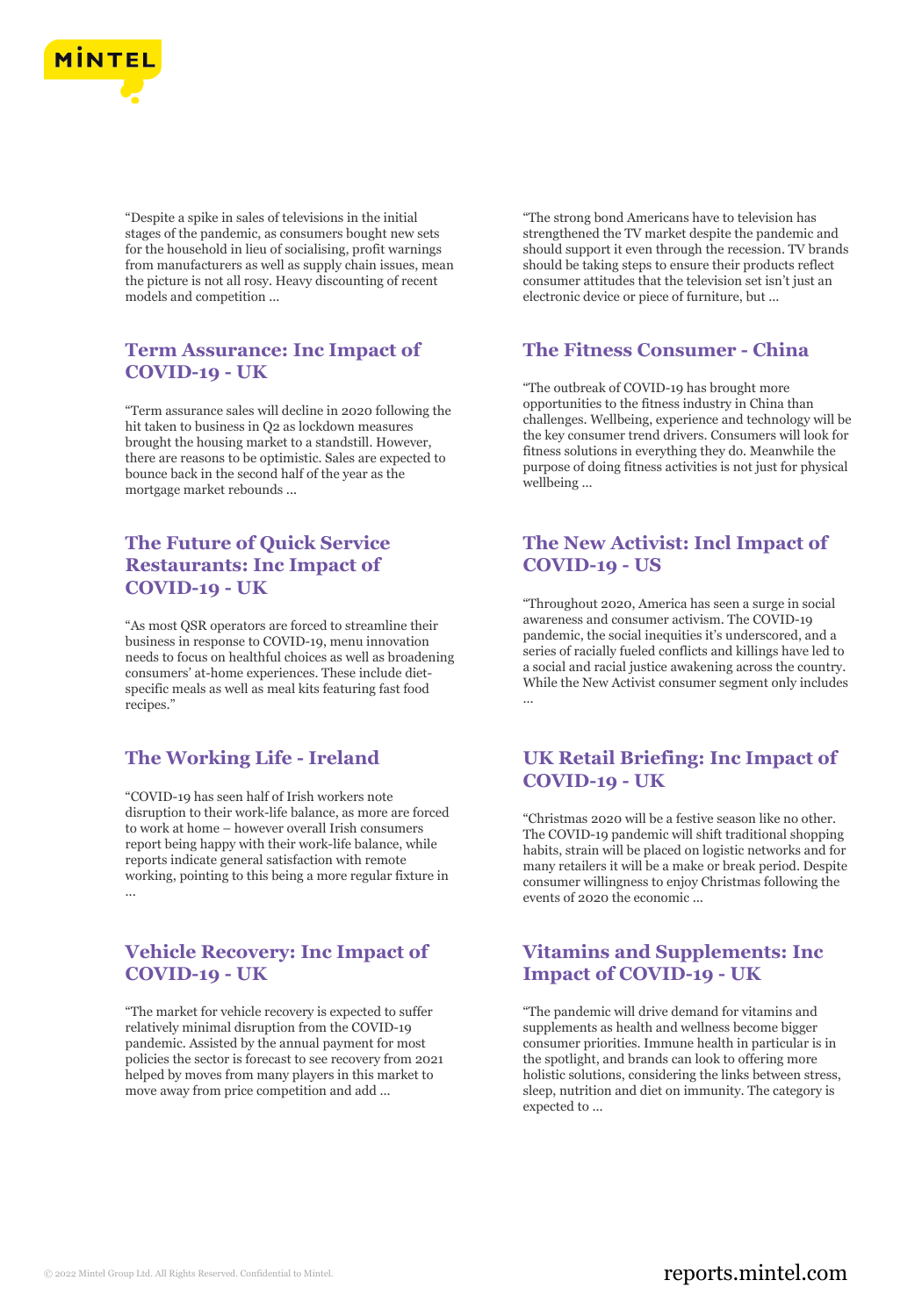"Despite a spike in sales of televisions in the initial stages of the pandemic, as consumers bought new sets for the household in lieu of socialising, profit warnings from manufacturers as well as supply chain issues, mean the picture is not all rosy. Heavy discounting of recent models and competition ...

"The strong bond Americans have to television has strengthened the TV market despite the pandemic and should support it even through the recession. TV brands should be taking steps to ensure their products reflect consumer attitudes that the television set isn't just an electronic device or piece of furniture, but ...

## Term Assurance: Inc Impact of COVID-19 - UK

"Term assurance sales will decline in 2020 following the hit taken to business in Q2 as lockdown measures brought the housing market to a standstill. However, there are reasons to be optimistic. Sales are expected to bounce back in the second half of the year as the mortgage market rebounds ...

## The Fitness Consumer - China

"The outbreak of COVID-19 has brought more opportunities to the fitness industry in China than challenges. Wellbeing, experience and technology will be the key consumer trend drivers. Consumers will look for fitness solutions in everything they do. Meanwhile the purpose of doing fitness activities is not just for physical wellbeing ...

## The Future of Quick Service Restaurants: Inc Impact of COVID-19 - UK

"As most QSR operators are forced to streamline their business in response to COVID-19, menu innovation needs to focus on healthful choices as well as broadening consumers' at-home experiences. These include diet-specific meals as well as meal kits featuring fast food recipes."

## The New Activist: Incl Impact of COVID-19 - US

"Throughout 2020, America has seen a surge in social awareness and consumer activism. The COVID-19 pandemic, the social inequities it's underscored, and a series of racially fueled conflicts and killings have led to a social and racial justice awakening across the country. While the New Activist consumer segment only includes ...

## The Working Life - Ireland

"COVID-19 has seen half of Irish workers note disruption to their work-life balance, as more are forced to work at home – however overall Irish consumers report being happy with their work-life balance, while reports indicate general satisfaction with remote working, pointing to this being a more regular fixture in ...

## UK Retail Briefing: Inc Impact of COVID-19 - UK

"Christmas 2020 will be a festive season like no other. The COVID-19 pandemic will shift traditional shopping habits, strain will be placed on logistic networks and for many retailers it will be a make or break period. Despite consumer willingness to enjoy Christmas following the events of 2020 the economic ...

## Vehicle Recovery: Inc Impact of COVID-19 - UK

"The market for vehicle recovery is expected to suffer relatively minimal disruption from the COVID-19 pandemic. Assisted by the annual payment for most policies the sector is forecast to see recovery from 2021 helped by moves from many players in this market to move away from price competition and add ...

## Vitamins and Supplements: Inc Impact of COVID-19 - UK

"The pandemic will drive demand for vitamins and supplements as health and wellness become bigger consumer priorities. Immune health in particular is in the spotlight, and brands can look to offering more holistic solutions, considering the links between stress, sleep, nutrition and diet on immunity. The category is expected to ...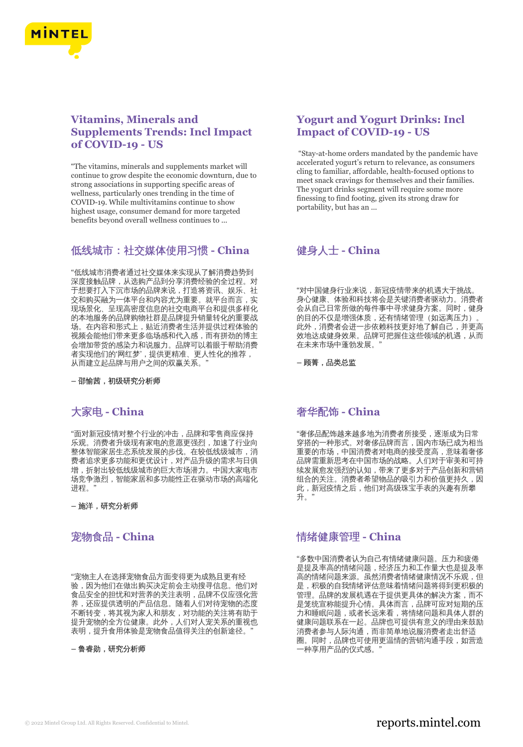## Vitamins, Minerals and Supplements Trends: Incl Impact of COVID-19 - US

"The vitamins, minerals and supplements market will continue to grow despite the economic downturn, due to strong associations in supporting specific areas of wellness, particularly ones trending in the time of COVID-19. While multivitamins continue to show highest usage, consumer demand for more targeted benefits beyond overall wellness continues to ...

## Yogurt and Yogurt Drinks: Incl Impact of COVID-19 - US

"Stay-at-home orders mandated by the pandemic have accelerated yogurt's return to relevance, as consumers cling to familiar, affordable, health-focused options to meet snack cravings for themselves and their families. The yogurt drinks segment will require some more finessing to find footing, given its strong draw for portability, but has an ...

## 低线城市：社交媒体使用习惯 - China

"低线城市消费者通过社交媒体来实现从了解消费趋势到深度接触品牌，从选购产品到分享消费经验的全过程。对于想要打入下沉市场的品牌来说，打造将资讯、娱乐、社交和购买融为一体平台和内容尤为重要。就平台而言，实现场景化、呈现高密度信息的社交电商平台和提供多样化的本地服务的品牌购物社群是品牌提升销量转化的重要战场。在内容和形式上，贴近消费者生活并提供过程体验的视频会能他们带来更多临场感和代入感，而有拼劲的博主会增加带货的感染力和说服力。品牌可以着眼于帮助消费者实现他们的'网红梦'，提供更精准、更人性化的推荐，从而建立起品牌与用户之间的双赢关系。"

**– 邵愉茜，初级研究分析师**

## 健身人士 - China

"对中国健身行业来说，新冠疫情带来的机遇大于挑战。身心健康、体验和科技将会是关键消费者驱动力。消费者会从自己日常所做的每件事中寻求健身方案。同时，健身的目的不仅是增强体质，还有情绪管理（如远离压力）。此外，消费者会进一步依赖科技更好地了解自己，并更高效地达成健身效果。品牌可把握住这些领域的机遇，从而在未来市场中蓬勃发展。"

**– 顾菁，品类总监**

## 大家电 - China

"面对新冠疫情对整个行业的冲击，品牌和零售商应保持乐观。消费者升级现有家电的意愿更强烈，加速了行业向整体智能家居生态系统发展的步伐。在较低线级城市，消费者追求更多功能和更优设计，对产品升级的需求与日俱增，折射出较低线级城市的巨大市场潜力。中国大家电市场竞争激烈，智能家居和多功能性正在驱动市场的高端化进程。"

**– 施洋，研究分析师**

## 奢华配饰 - China

"奢侈品配饰越来越多地为消费者所接受，逐渐成为日常穿搭的一种形式。对奢侈品牌而言，国内市场已成为相当重要的市场，中国消费者对电商的接受度高，意味着奢侈品牌需重新思考在中国市场的战略。人们对于审美和可持续发展愈发强烈的认知，带来了更多对于产品创新和营销组合的关注。消费者希望物品的吸引力和价值更持久，因此，新冠疫情之后，他们对高级珠宝手表的兴趣有所攀升。"

## 宠物食品 - China

"宠物主人在选择宠物食品方面变得更为成熟且更有经验，因为他们在做出购买决定前会主动搜寻信息。他们对食品安全的担忧和对营养的关注表明，品牌不仅应强化营养，还应提供透明的产品信息。随着人们对待宠物的态度不断转变，将其视为家人和朋友，对功能的关注将有助于提升宠物的全方位健康。此外，人们对人宠关系的重视也表明，提升食用体验是宠物食品值得关注的创新途径。"

**– 鲁睿勋，研究分析师**

## 情绪健康管理 - China

"多数中国消费者认为自己有情绪健康问题。压力和疲倦是提及率高的情绪问题，经济压力和工作量大也是提及率高的情绪问题来源。虽然消费者情绪健康情况不乐观，但是，积极的自我情绪评估意味着情绪问题将得到更积极的管理。品牌的发展机遇在于提供更具体的解决方案，而不是笼统宣称能提升心情。具体而言，品牌可应对短期的压力和睡眠问题，或者长远来看，将情绪问题和具体人群的健康问题联系在一起。品牌也可提供有意义的理由来鼓励消费者参与人际沟通，而非简单地说服消费者走出舒适圈。同时，品牌也可使用更温情的营销沟通手段，如营造一种享用产品的仪式感。"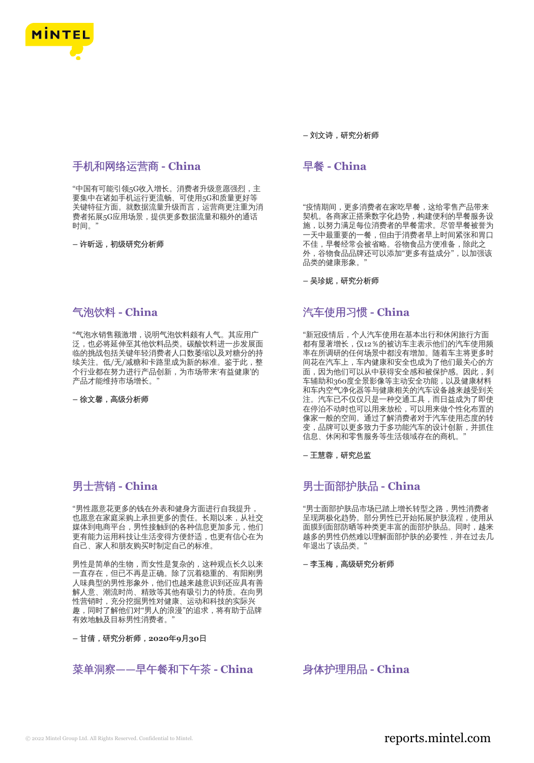– 刘文诗，研究分析师

## 手机和网络运营商 - China

"中国有可能引领5G收入增长。消费者升级意愿强烈，主要集中在诸如手机运行更流畅、可使用5G和质量更好等关键特征方面。就数据流量升级而言，运营商更注重为消费者拓展5G应用场景，提供更多数据流量和额外的通话时间。"

– 许昕远，初级研究分析师

## 早餐 - China

"疫情期间，更多消费者在家吃早餐，这给零售产品带来契机。各商家正搭乘数字化趋势，构建便利的早餐服务设施，以努力满足每位消费者的早餐需求。尽管早餐被誉为一天中最重要的一餐，但由于消费者早上时间紧张和胃口不佳，早餐经常会被省略。谷物食品方便准备，除此之外，谷物食品品牌还可以添加"更多有益成分"，以加强该品类的健康形象。"

– 吴珍妮，研究分析师

## 气泡饮料 - China

"气泡水销售额激增，说明气泡饮料颇有人气。其应用广泛，也必将延伸至其他饮料品类。碳酸饮料进一步发展面临的挑战包括关键年轻消费者人口数萎缩以及对糖分的持续关注。低/无/减糖和卡路里成为新的标准。鉴于此，整个行业都在努力进行产品创新，为市场带来'有益健康'的产品才能维持市场增长。"

– 徐文馨，高级分析师

## 汽车使用习惯 - China

"新冠疫情后，个人汽车使用在基本出行和休闲旅行方面都有显著增长，仅12%的被访车主表示他们的汽车使用频率在所调研的任何场景中都没有增加。随着车主将更多时间花在汽车上，车内健康和安全也成为了他们最关心的方面，因为他们可以从中获得安全感和被保护感。因此，刹车辅助和360度全景影像等主动安全功能，以及健康材料和车内空气净化器等与健康相关的汽车设备越来越受到关注。汽车已不仅仅只是一种交通工具，而日益成为了即使在停泊不动时也可以用来放松，可以用来做个性化布置的像家一般的空间。通过了解消费者对于汽车使用态度的转变，品牌可以更多致力于多功能汽车的设计创新，并抓住信息、休闲和零售服务等生活领域存在的商机。"

– 王慧蓉，研究总监

## 男士营销 - China

"男性愿意花更多的钱在外表和健身方面进行自我提升，也愿意在家庭采购上承担更多的责任。长期以来，从社交媒体到电商平台，男性接触到的各种信息更加多元，他们更有能力运用科技让生活变得方便舒适，也更有信心在为自己、家人和朋友购买时制定自己的标准。

男性是简单的生物，而女性是复杂的，这种观点长久以来一直存在，但已不再是正确。除了沉着稳重的、有阳刚男人味典型的男性形象外，他们也越来越意识到还应具有善解人意、潮流时尚、精致等其他有吸引力的特质。在向男性营销时，充分挖掘男性对健康、运动和科技的实际兴趣，同时了解他们对"男人的浪漫"的追求，将有助于品牌有效地触及目标男性消费者。"

– 甘倩，研究分析师，2020年9月30日

## 男士面部护肤品 - China

"男士面部护肤品市场已踏上增长转型之路，男性消费者呈现两极化趋势。部分男性已开始拓展护肤流程，使用从面膜到面部防晒等种类更丰富的面部护肤品。同时，越来越多的男性仍然难以理解面部护肤的必要性，并在过去几年退出了该品类。"

– 李玉梅，高级研究分析师

## 菜单洞察——早午餐和下午茶 - China

## 身体护理用品 - China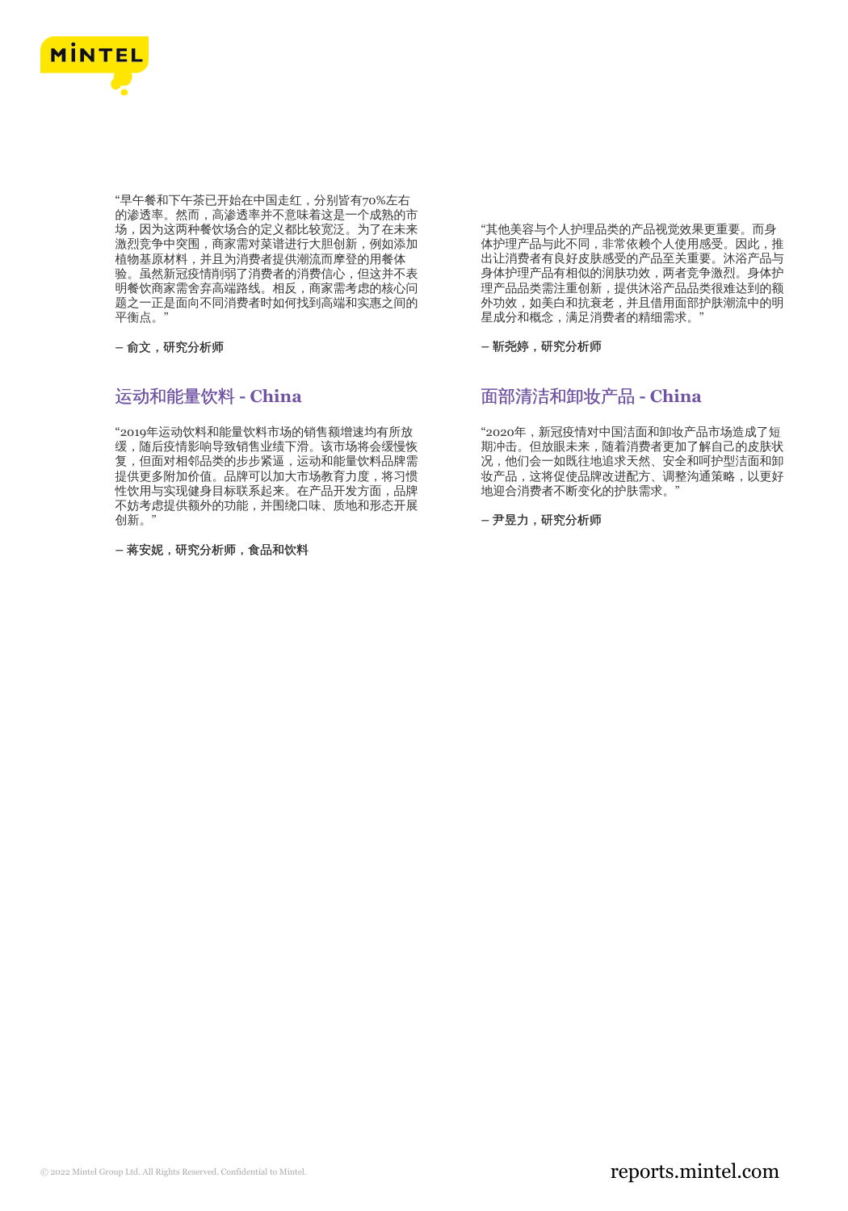"早午餐和下午茶已开始在中国走红，分别皆有70%左右的渗透率。然而，高渗透率并不意味着这是一个成熟的市场，因为这两种餐饮场合的定义都比较宽泛。为了在未来激烈竞争中突围，商家需对菜谱进行大胆创新，例如添加植物基原材料，并且为消费者提供潮流而摩登的用餐体验。虽然新冠疫情削弱了消费者的消费信心，但这并不表明餐饮商家需舍弃高端路线。相反，商家需考虑的核心问题之一正是面向不同消费者时如何找到高端和实惠之间的平衡点。"

**– 俞文，研究分析师**

## 运动和能量饮料 - China

"2019年运动饮料和能量饮料市场的销售额增速均有所放缓，随后疫情影响导致销售业绩下滑。该市场将会缓慢恢复，但面对相邻品类的步步紧逼，运动和能量饮料品牌需提供更多附加价值。品牌可以加大市场教育力度，将习惯性饮用与实现健身目标联系起来。在产品开发方面，品牌不妨考虑提供额外的功能，并围绕口味、质地和形态开展创新。"

**– 蒋安妮，研究分析师，食品和饮料**

"其他美容与个人护理品类的产品视觉效果更重要。而身体护理产品与此不同，非常依赖个人使用感受。因此，推出让消费者有良好皮肤感受的产品至关重要。沐浴产品与身体护理产品有相似的润肤功效，两者竞争激烈。身体护理产品品类需注重创新，提供沐浴产品品类很难达到的额外功效，如美白和抗衰老，并且借用面部护肤潮流中的明星成分和概念，满足消费者的精细需求。"

**– 靳尧婷，研究分析师**

## 面部清洁和卸妆产品 - China

"2020年，新冠疫情对中国洁面和卸妆产品市场造成了短期冲击。但放眼未来，随着消费者更加了解自己的皮肤状况，他们会一如既往地追求天然、安全和呵护型洁面和卸妆产品，这将促使品牌改进配方、调整沟通策略，以更好地迎合消费者不断变化的护肤需求。"

**– 尹昱力，研究分析师**